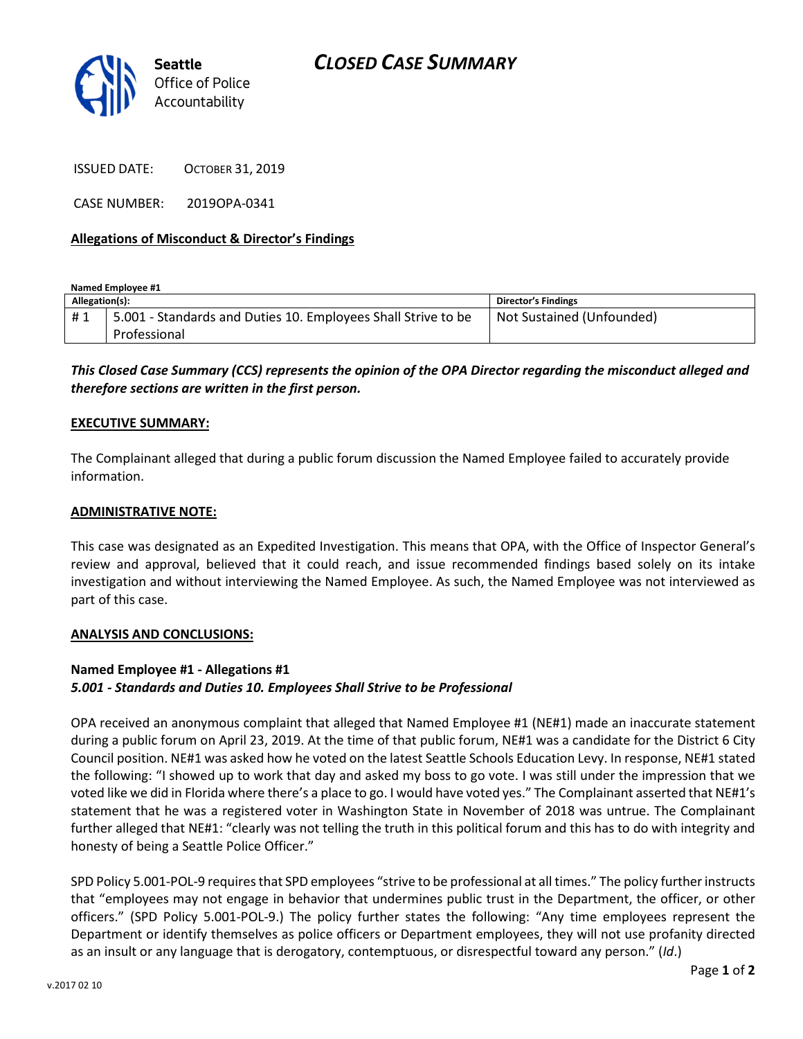# CLOSED CASE SUMMARY

**Seattle**
Office of Police
Accountability

ISSUED DATE: OCTOBER 31, 2019

CASE NUMBER: 2019OPA-0341

**Allegations of Misconduct & Director's Findings**

**Named Employee #1**

| Allegation(s): | | Director's Findings |
|---|---|---|
| # 1 | 5.001 - Standards and Duties 10. Employees Shall Strive to be Professional | Not Sustained (Unfounded) |

***This Closed Case Summary (CCS) represents the opinion of the OPA Director regarding the misconduct alleged and therefore sections are written in the first person.***

**EXECUTIVE SUMMARY:**

The Complainant alleged that during a public forum discussion the Named Employee failed to accurately provide information.

**ADMINISTRATIVE NOTE:**

This case was designated as an Expedited Investigation. This means that OPA, with the Office of Inspector General's review and approval, believed that it could reach, and issue recommended findings based solely on its intake investigation and without interviewing the Named Employee. As such, the Named Employee was not interviewed as part of this case.

**ANALYSIS AND CONCLUSIONS:**

**Named Employee #1 - Allegations #1**
***5.001 - Standards and Duties 10. Employees Shall Strive to be Professional***

OPA received an anonymous complaint that alleged that Named Employee #1 (NE#1) made an inaccurate statement during a public forum on April 23, 2019. At the time of that public forum, NE#1 was a candidate for the District 6 City Council position. NE#1 was asked how he voted on the latest Seattle Schools Education Levy. In response, NE#1 stated the following: "I showed up to work that day and asked my boss to go vote. I was still under the impression that we voted like we did in Florida where there's a place to go. I would have voted yes." The Complainant asserted that NE#1's statement that he was a registered voter in Washington State in November of 2018 was untrue. The Complainant further alleged that NE#1: "clearly was not telling the truth in this political forum and this has to do with integrity and honesty of being a Seattle Police Officer."

SPD Policy 5.001-POL-9 requires that SPD employees "strive to be professional at all times." The policy further instructs that "employees may not engage in behavior that undermines public trust in the Department, the officer, or other officers." (SPD Policy 5.001-POL-9.) The policy further states the following: "Any time employees represent the Department or identify themselves as police officers or Department employees, they will not use profanity directed as an insult or any language that is derogatory, contemptuous, or disrespectful toward any person." (*Id*.)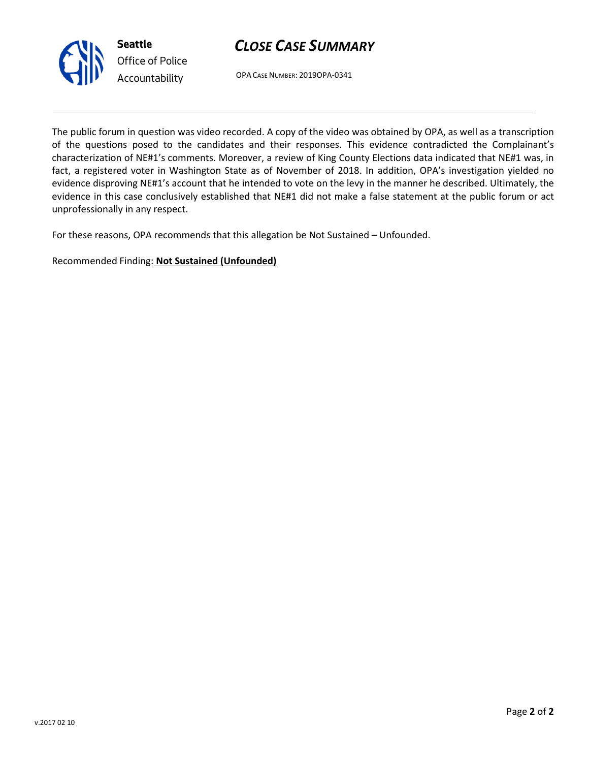The public forum in question was video recorded. A copy of the video was obtained by OPA, as well as a transcription of the questions posed to the candidates and their responses. This evidence contradicted the Complainant's characterization of NE#1's comments. Moreover, a review of King County Elections data indicated that NE#1 was, in fact, a registered voter in Washington State as of November of 2018. In addition, OPA's investigation yielded no evidence disproving NE#1's account that he intended to vote on the levy in the manner he described. Ultimately, the evidence in this case conclusively established that NE#1 did not make a false statement at the public forum or act unprofessionally in any respect.

For these reasons, OPA recommends that this allegation be Not Sustained – Unfounded.

Recommended Finding: **Not Sustained (Unfounded)**